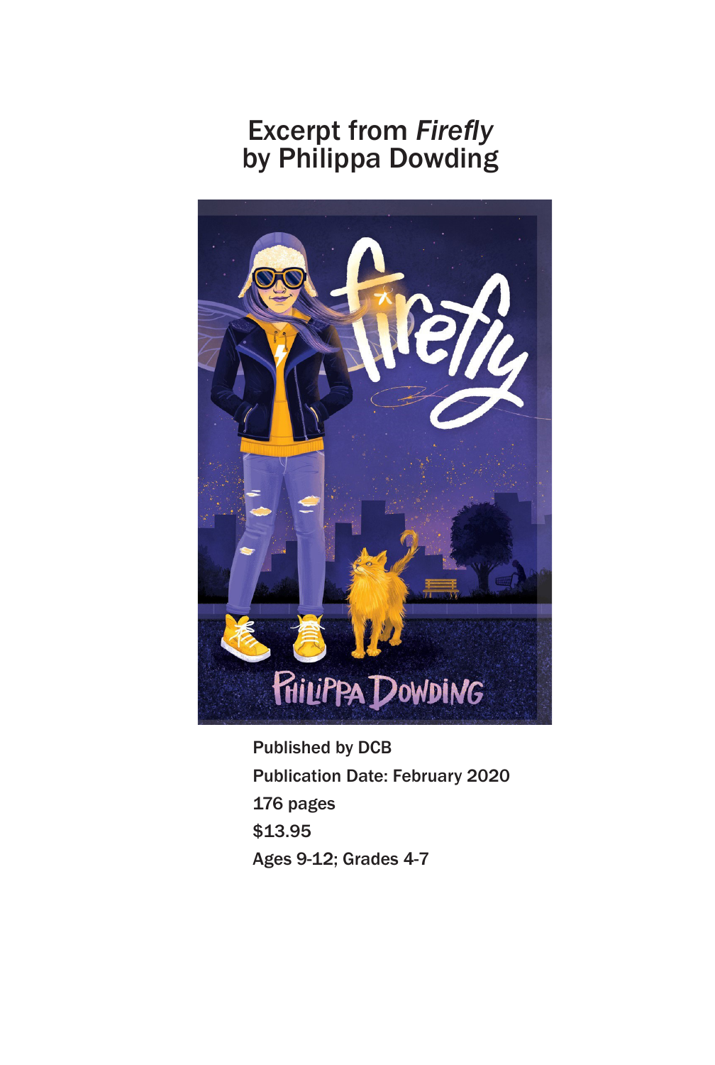# Excerpt from *Firefly* by Philippa Dowding

Published by DCB

Publication Date: February 2020

176 pages

$13.95

Ages 9-12; Grades 4-7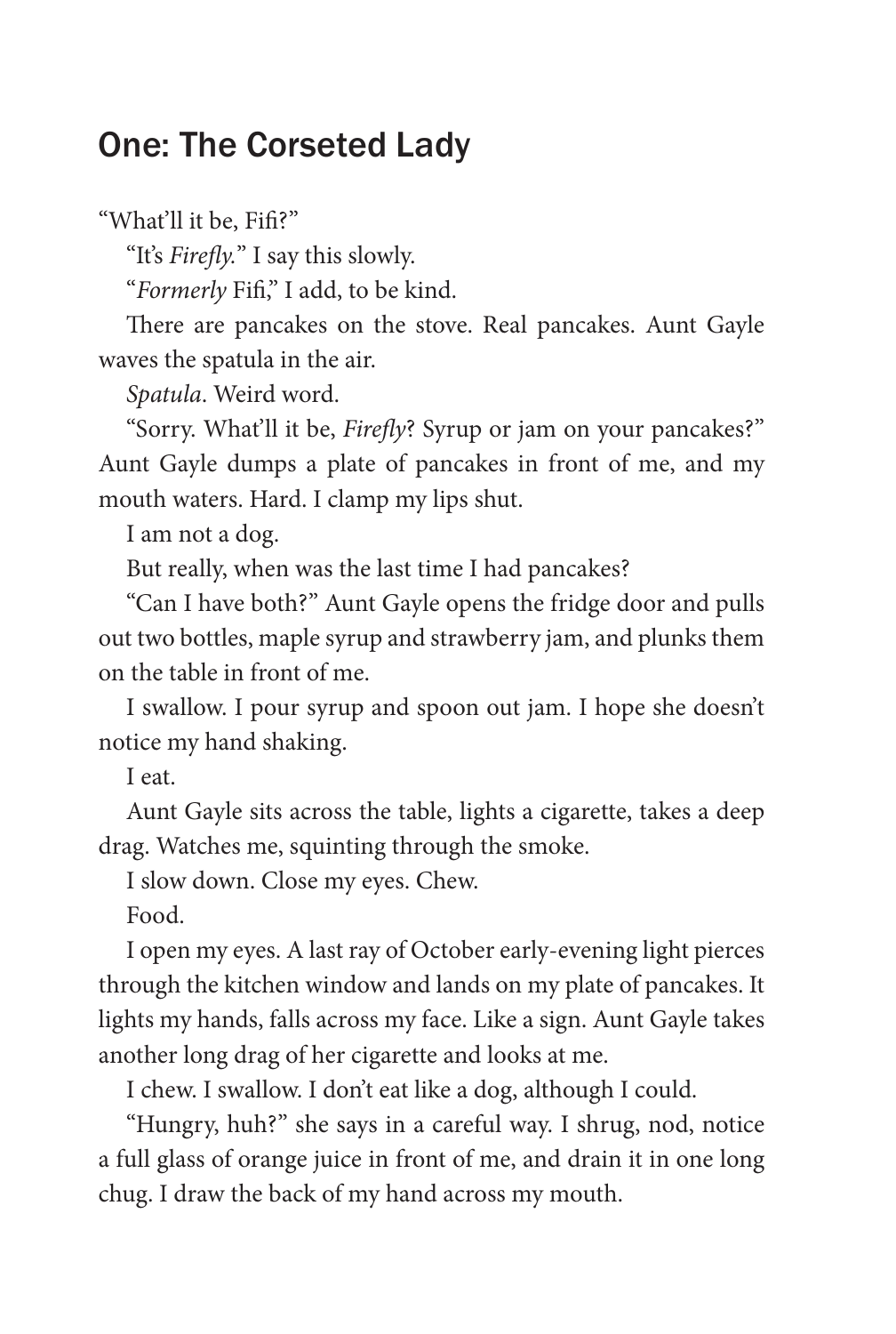## One: The Corseted Lady

"What'll it be, Fifi?"

"It's *Firefly.*" I say this slowly.

"*Formerly* Fifi," I add, to be kind.

There are pancakes on the stove. Real pancakes. Aunt Gayle waves the spatula in the air.

*Spatula*. Weird word.

"Sorry. What'll it be, *Firefly*? Syrup or jam on your pancakes?" Aunt Gayle dumps a plate of pancakes in front of me, and my mouth waters. Hard. I clamp my lips shut.

I am not a dog.

But really, when was the last time I had pancakes?

"Can I have both?" Aunt Gayle opens the fridge door and pulls out two bottles, maple syrup and strawberry jam, and plunks them on the table in front of me.

I swallow. I pour syrup and spoon out jam. I hope she doesn't notice my hand shaking.

I eat.

Aunt Gayle sits across the table, lights a cigarette, takes a deep drag. Watches me, squinting through the smoke.

I slow down. Close my eyes. Chew.

Food.

I open my eyes. A last ray of October early-evening light pierces through the kitchen window and lands on my plate of pancakes. It lights my hands, falls across my face. Like a sign. Aunt Gayle takes another long drag of her cigarette and looks at me.

I chew. I swallow. I don't eat like a dog, although I could.

"Hungry, huh?" she says in a careful way. I shrug, nod, notice a full glass of orange juice in front of me, and drain it in one long chug. I draw the back of my hand across my mouth.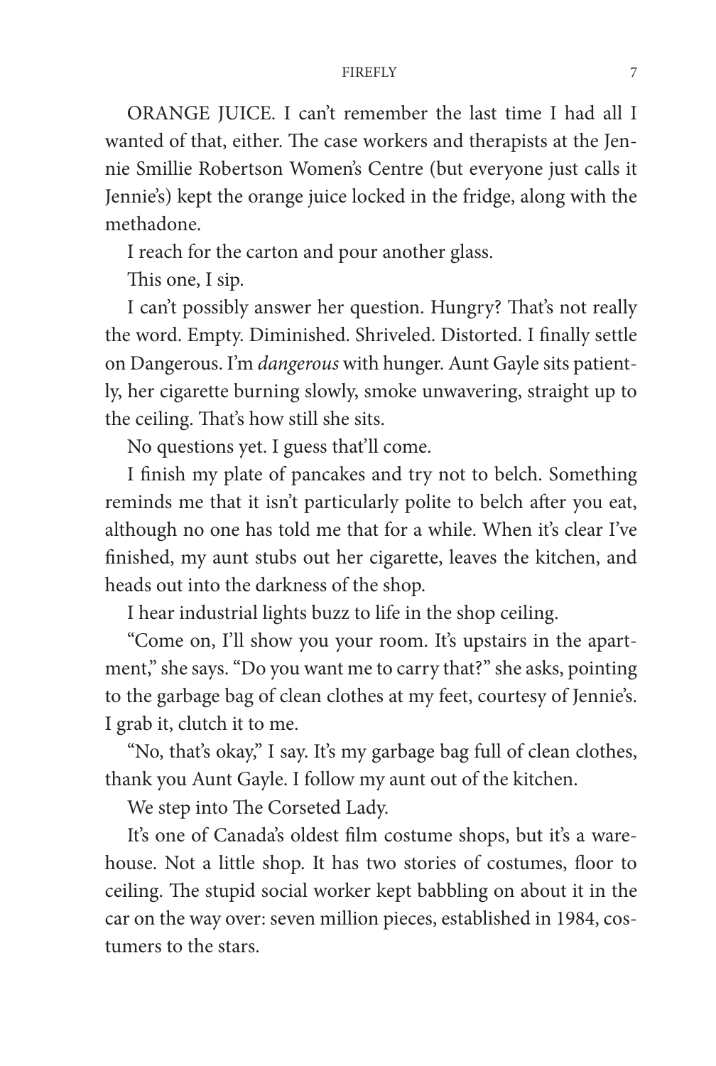ORANGE JUICE. I can't remember the last time I had all I wanted of that, either. The case workers and therapists at the Jennie Smillie Robertson Women's Centre (but everyone just calls it Jennie's) kept the orange juice locked in the fridge, along with the methadone.

I reach for the carton and pour another glass.

This one, I sip.

I can't possibly answer her question. Hungry? That's not really the word. Empty. Diminished. Shriveled. Distorted. I finally settle on Dangerous. I'm *dangerous* with hunger. Aunt Gayle sits patiently, her cigarette burning slowly, smoke unwavering, straight up to the ceiling. That's how still she sits.

No questions yet. I guess that'll come.

I finish my plate of pancakes and try not to belch. Something reminds me that it isn't particularly polite to belch after you eat, although no one has told me that for a while. When it's clear I've finished, my aunt stubs out her cigarette, leaves the kitchen, and heads out into the darkness of the shop.

I hear industrial lights buzz to life in the shop ceiling.

"Come on, I'll show you your room. It's upstairs in the apartment," she says. "Do you want me to carry that?" she asks, pointing to the garbage bag of clean clothes at my feet, courtesy of Jennie's. I grab it, clutch it to me.

"No, that's okay," I say. It's my garbage bag full of clean clothes, thank you Aunt Gayle. I follow my aunt out of the kitchen.

We step into The Corseted Lady.

It's one of Canada's oldest film costume shops, but it's a warehouse. Not a little shop. It has two stories of costumes, floor to ceiling. The stupid social worker kept babbling on about it in the car on the way over: seven million pieces, established in 1984, costumers to the stars.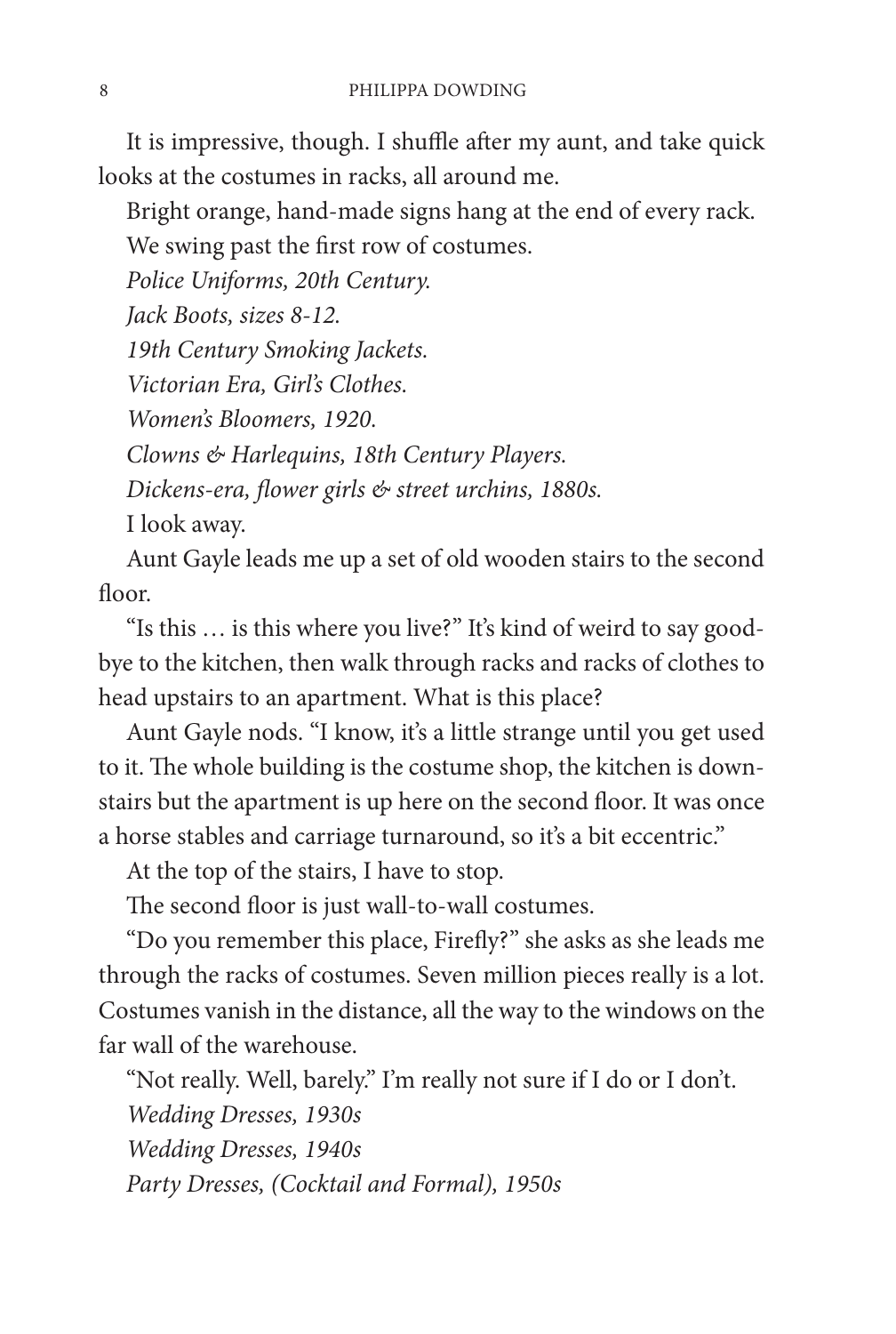It is impressive, though. I shuffle after my aunt, and take quick looks at the costumes in racks, all around me.

Bright orange, hand-made signs hang at the end of every rack.

We swing past the first row of costumes.

*Police Uniforms, 20th Century.*

*Jack Boots, sizes 8-12.*

*19th Century Smoking Jackets.*

*Victorian Era, Girl's Clothes.*

*Women's Bloomers, 1920.*

*Clowns & Harlequins, 18th Century Players.*

*Dickens-era, flower girls & street urchins, 1880s.*

I look away.

Aunt Gayle leads me up a set of old wooden stairs to the second floor.

"Is this … is this where you live?" It's kind of weird to say goodbye to the kitchen, then walk through racks and racks of clothes to head upstairs to an apartment. What is this place?

Aunt Gayle nods. "I know, it's a little strange until you get used to it. The whole building is the costume shop, the kitchen is downstairs but the apartment is up here on the second floor. It was once a horse stables and carriage turnaround, so it's a bit eccentric."

At the top of the stairs, I have to stop.

The second floor is just wall-to-wall costumes.

"Do you remember this place, Firefly?" she asks as she leads me through the racks of costumes. Seven million pieces really is a lot. Costumes vanish in the distance, all the way to the windows on the far wall of the warehouse.

"Not really. Well, barely." I'm really not sure if I do or I don't.

*Wedding Dresses, 1930s*

*Wedding Dresses, 1940s*

*Party Dresses, (Cocktail and Formal), 1950s*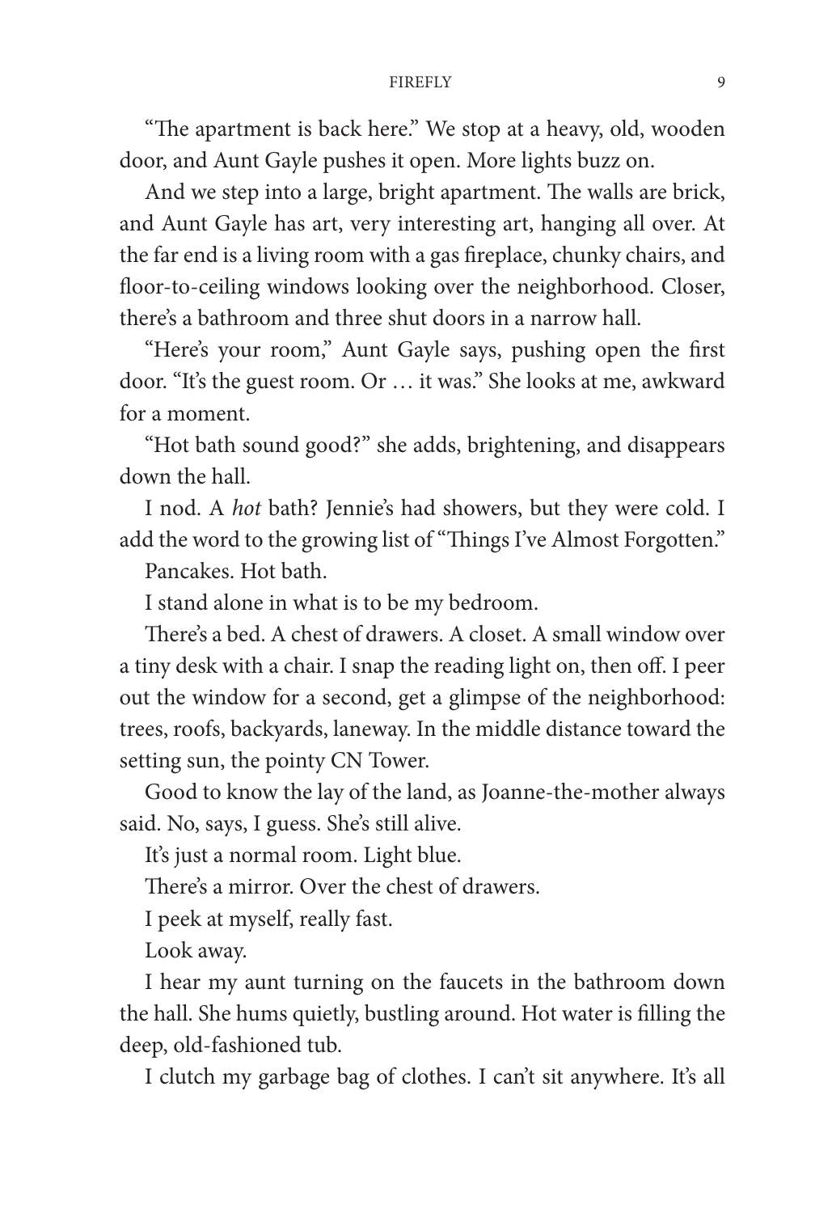"The apartment is back here." We stop at a heavy, old, wooden door, and Aunt Gayle pushes it open. More lights buzz on.

And we step into a large, bright apartment. The walls are brick, and Aunt Gayle has art, very interesting art, hanging all over. At the far end is a living room with a gas fireplace, chunky chairs, and floor-to-ceiling windows looking over the neighborhood. Closer, there's a bathroom and three shut doors in a narrow hall.

"Here's your room," Aunt Gayle says, pushing open the first door. "It's the guest room. Or … it was." She looks at me, awkward for a moment.

"Hot bath sound good?" she adds, brightening, and disappears down the hall.

I nod. A *hot* bath? Jennie's had showers, but they were cold. I add the word to the growing list of "Things I've Almost Forgotten."

Pancakes. Hot bath.

I stand alone in what is to be my bedroom.

There's a bed. A chest of drawers. A closet. A small window over a tiny desk with a chair. I snap the reading light on, then off. I peer out the window for a second, get a glimpse of the neighborhood: trees, roofs, backyards, laneway. In the middle distance toward the setting sun, the pointy CN Tower.

Good to know the lay of the land, as Joanne-the-mother always said. No, says, I guess. She's still alive.

It's just a normal room. Light blue.

There's a mirror. Over the chest of drawers.

I peek at myself, really fast.

Look away.

I hear my aunt turning on the faucets in the bathroom down the hall. She hums quietly, bustling around. Hot water is filling the deep, old-fashioned tub.

I clutch my garbage bag of clothes. I can't sit anywhere. It's all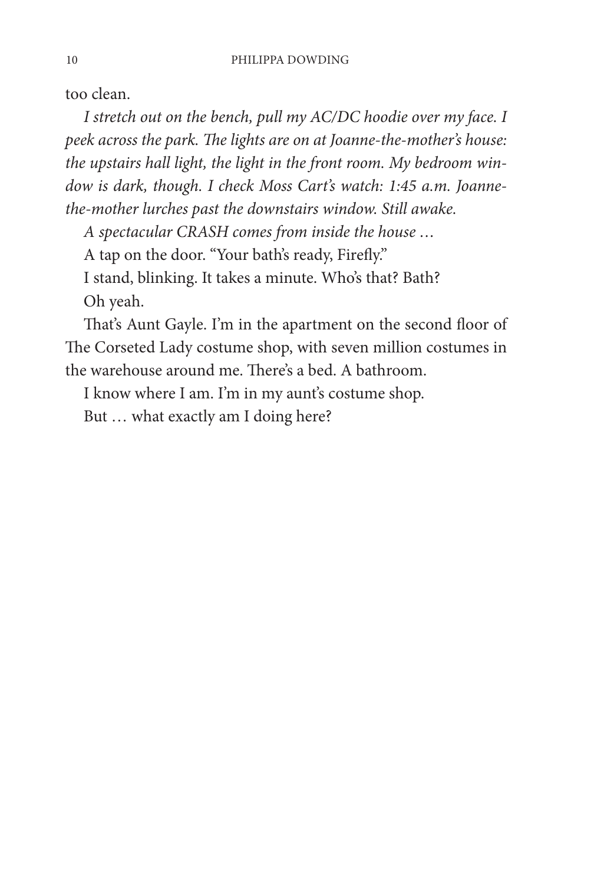too clean.

*I stretch out on the bench, pull my AC/DC hoodie over my face. I peek across the park. The lights are on at Joanne-the-mother's house: the upstairs hall light, the light in the front room. My bedroom window is dark, though. I check Moss Cart's watch: 1:45 a.m. Joanne-the-mother lurches past the downstairs window. Still awake.*

*A spectacular CRASH comes from inside the house …*

A tap on the door. "Your bath's ready, Firefly."

I stand, blinking. It takes a minute. Who's that? Bath?

Oh yeah.

That's Aunt Gayle. I'm in the apartment on the second floor of The Corseted Lady costume shop, with seven million costumes in the warehouse around me. There's a bed. A bathroom.

I know where I am. I'm in my aunt's costume shop.

But … what exactly am I doing here?